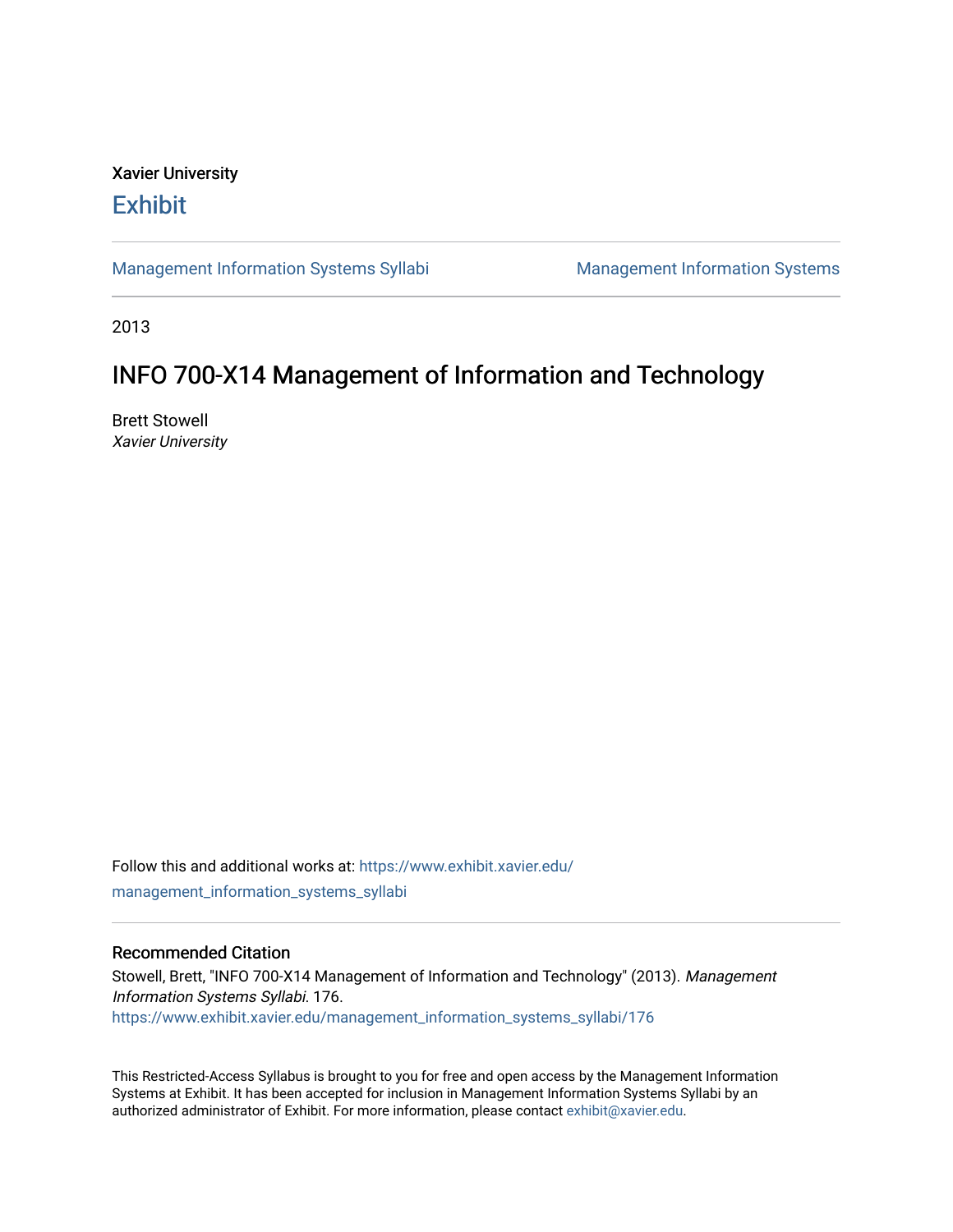Xavier University

# Exhibit

Management Information Systems Syllabi | Management Information Systems

2013

# INFO 700-X14 Management of Information and Technology

Brett Stowell
*Xavier University*

Follow this and additional works at: https://www.exhibit.xavier.edu/management_information_systems_syllabi

## Recommended Citation

Stowell, Brett, "INFO 700-X14 Management of Information and Technology" (2013). *Management Information Systems Syllabi*. 176.
https://www.exhibit.xavier.edu/management_information_systems_syllabi/176

This Restricted-Access Syllabus is brought to you for free and open access by the Management Information Systems at Exhibit. It has been accepted for inclusion in Management Information Systems Syllabi by an authorized administrator of Exhibit. For more information, please contact exhibit@xavier.edu.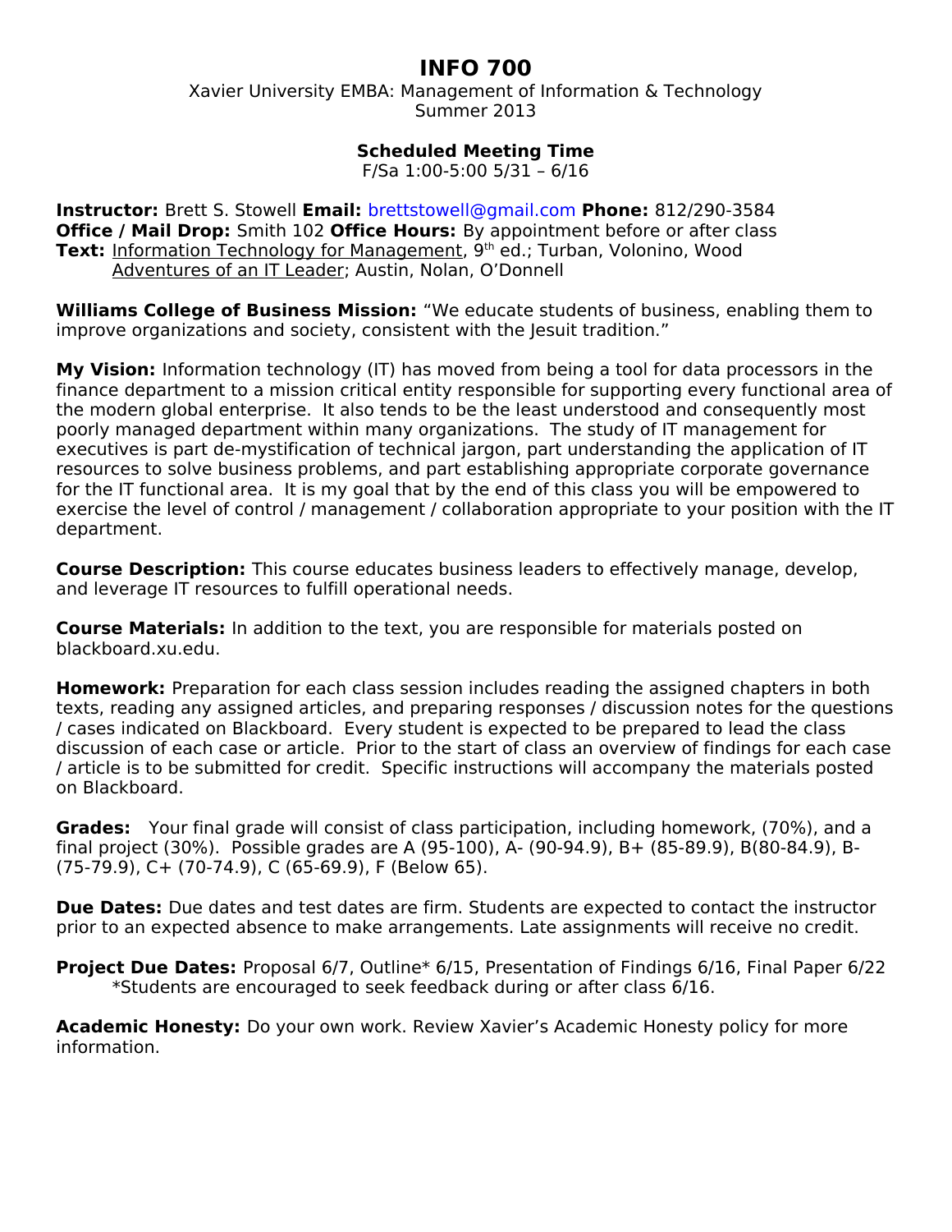# INFO 700

Xavier University EMBA: Management of Information & Technology
Summer 2013

## Scheduled Meeting Time

F/Sa 1:00-5:00 5/31 – 6/16

**Instructor:** Brett S. Stowell **Email:** brettstowell@gmail.com **Phone:** 812/290-3584
**Office / Mail Drop:** Smith 102 **Office Hours:** By appointment before or after class
**Text:** Information Technology for Management, 9th ed.; Turban, Volonino, Wood
Adventures of an IT Leader; Austin, Nolan, O'Donnell

**Williams College of Business Mission:** "We educate students of business, enabling them to improve organizations and society, consistent with the Jesuit tradition."

**My Vision:** Information technology (IT) has moved from being a tool for data processors in the finance department to a mission critical entity responsible for supporting every functional area of the modern global enterprise. It also tends to be the least understood and consequently most poorly managed department within many organizations. The study of IT management for executives is part de-mystification of technical jargon, part understanding the application of IT resources to solve business problems, and part establishing appropriate corporate governance for the IT functional area. It is my goal that by the end of this class you will be empowered to exercise the level of control / management / collaboration appropriate to your position with the IT department.

**Course Description:** This course educates business leaders to effectively manage, develop, and leverage IT resources to fulfill operational needs.

**Course Materials:** In addition to the text, you are responsible for materials posted on blackboard.xu.edu.

**Homework:** Preparation for each class session includes reading the assigned chapters in both texts, reading any assigned articles, and preparing responses / discussion notes for the questions / cases indicated on Blackboard. Every student is expected to be prepared to lead the class discussion of each case or article. Prior to the start of class an overview of findings for each case / article is to be submitted for credit. Specific instructions will accompany the materials posted on Blackboard.

**Grades:** Your final grade will consist of class participation, including homework, (70%), and a final project (30%). Possible grades are A (95-100), A- (90-94.9), B+ (85-89.9), B(80-84.9), B- (75-79.9), C+ (70-74.9), C (65-69.9), F (Below 65).

**Due Dates:** Due dates and test dates are firm. Students are expected to contact the instructor prior to an expected absence to make arrangements. Late assignments will receive no credit.

**Project Due Dates:** Proposal 6/7, Outline* 6/15, Presentation of Findings 6/16, Final Paper 6/22
*Students are encouraged to seek feedback during or after class 6/16.

**Academic Honesty:** Do your own work. Review Xavier's Academic Honesty policy for more information.